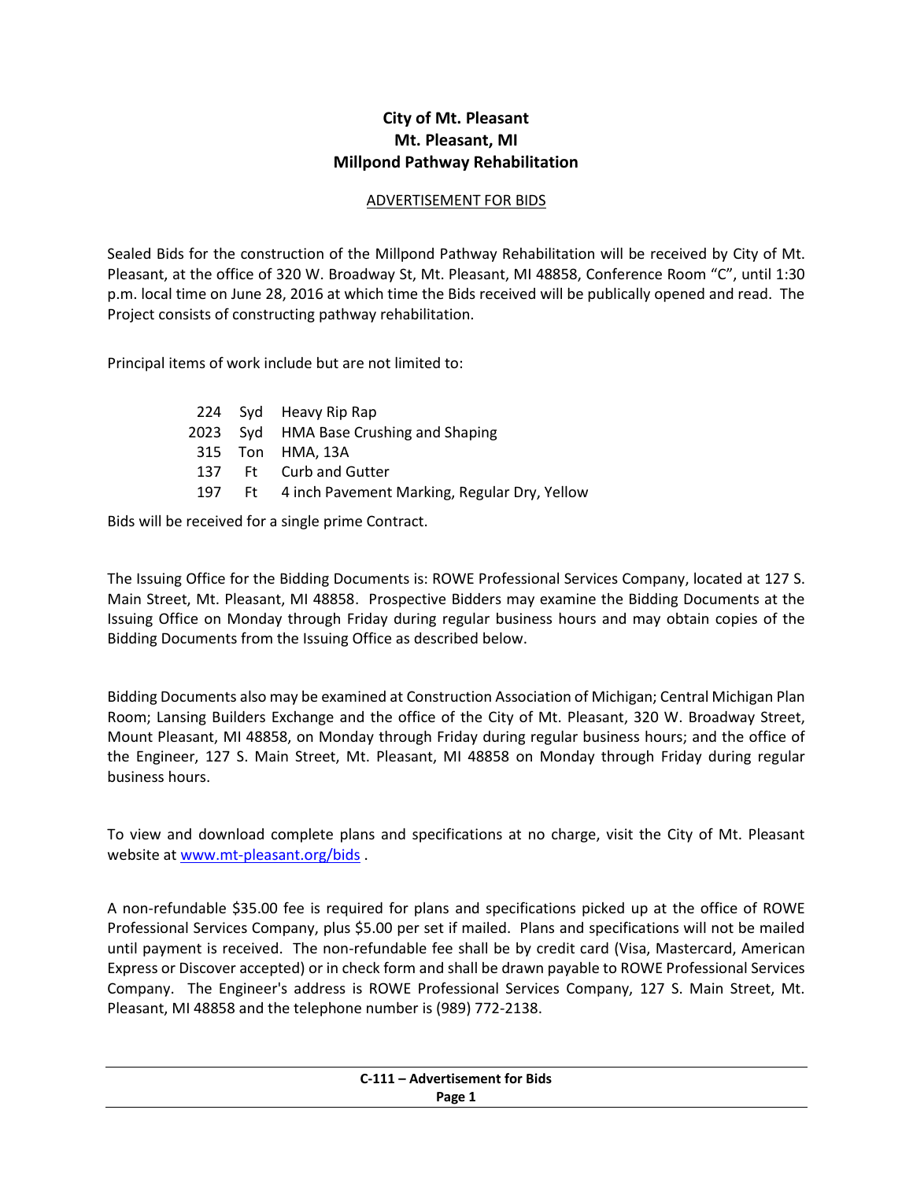# City of Mt. Pleasant
# Mt. Pleasant, MI
# Millpond Pathway Rehabilitation

ADVERTISEMENT FOR BIDS

Sealed Bids for the construction of the Millpond Pathway Rehabilitation will be received by City of Mt. Pleasant, at the office of 320 W. Broadway St, Mt. Pleasant, MI 48858, Conference Room "C", until 1:30 p.m. local time on June 28, 2016 at which time the Bids received will be publically opened and read. The Project consists of constructing pathway rehabilitation.

Principal items of work include but are not limited to:

| | | |
|---|---|---|
| 224 | Syd | Heavy Rip Rap |
| 2023 | Syd | HMA Base Crushing and Shaping |
| 315 | Ton | HMA, 13A |
| 137 | Ft | Curb and Gutter |
| 197 | Ft | 4 inch Pavement Marking, Regular Dry, Yellow |

Bids will be received for a single prime Contract.

The Issuing Office for the Bidding Documents is: ROWE Professional Services Company, located at 127 S. Main Street, Mt. Pleasant, MI 48858. Prospective Bidders may examine the Bidding Documents at the Issuing Office on Monday through Friday during regular business hours and may obtain copies of the Bidding Documents from the Issuing Office as described below.

Bidding Documents also may be examined at Construction Association of Michigan; Central Michigan Plan Room; Lansing Builders Exchange and the office of the City of Mt. Pleasant, 320 W. Broadway Street, Mount Pleasant, MI 48858, on Monday through Friday during regular business hours; and the office of the Engineer, 127 S. Main Street, Mt. Pleasant, MI 48858 on Monday through Friday during regular business hours.

To view and download complete plans and specifications at no charge, visit the City of Mt. Pleasant website at www.mt-pleasant.org/bids .

A non-refundable $35.00 fee is required for plans and specifications picked up at the office of ROWE Professional Services Company, plus $5.00 per set if mailed. Plans and specifications will not be mailed until payment is received. The non-refundable fee shall be by credit card (Visa, Mastercard, American Express or Discover accepted) or in check form and shall be drawn payable to ROWE Professional Services Company. The Engineer's address is ROWE Professional Services Company, 127 S. Main Street, Mt. Pleasant, MI 48858 and the telephone number is (989) 772-2138.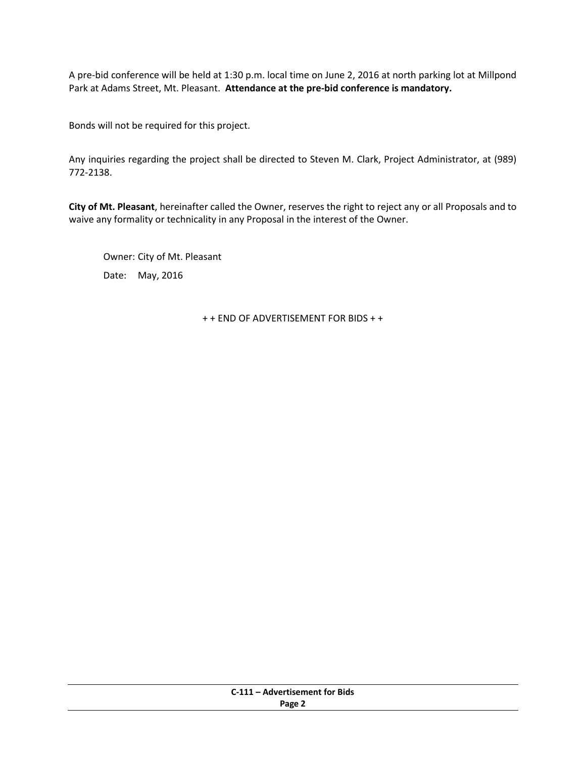A pre-bid conference will be held at 1:30 p.m. local time on June 2, 2016 at north parking lot at Millpond Park at Adams Street, Mt. Pleasant. **Attendance at the pre-bid conference is mandatory.**

Bonds will not be required for this project.

Any inquiries regarding the project shall be directed to Steven M. Clark, Project Administrator, at (989) 772-2138.

**City of Mt. Pleasant**, hereinafter called the Owner, reserves the right to reject any or all Proposals and to waive any formality or technicality in any Proposal in the interest of the Owner.

Owner: City of Mt. Pleasant

Date: May, 2016

+ + END OF ADVERTISEMENT FOR BIDS + +